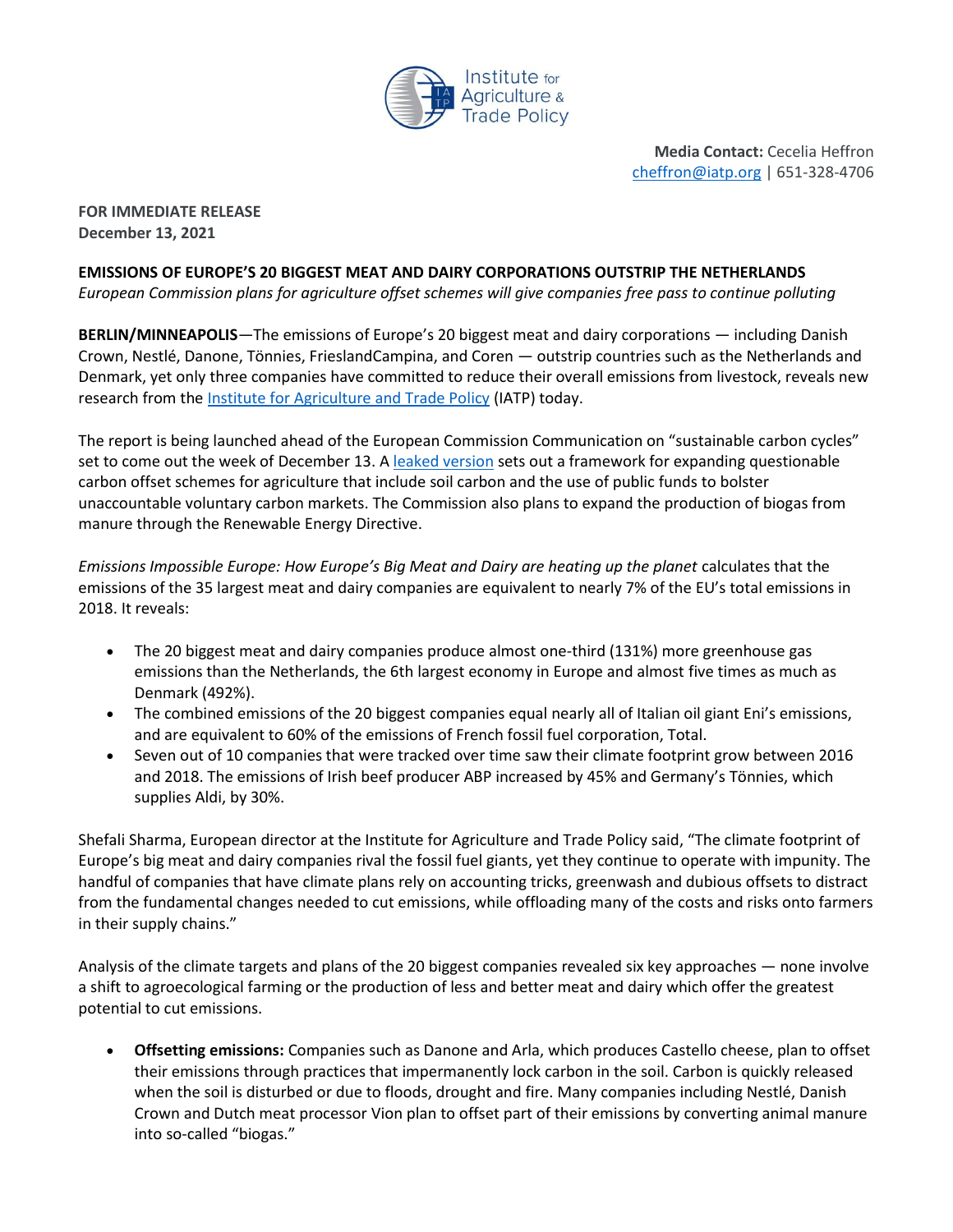Institute for Agriculture & Trade Policy

**Media Contact:** Cecelia Heffron
[cheffron@iatp.org](mailto:cheffron@iatp.org) | 651-328-4706

**FOR IMMEDIATE RELEASE**
**December 13, 2021**

**EMISSIONS OF EUROPE'S 20 BIGGEST MEAT AND DAIRY CORPORATIONS OUTSTRIP THE NETHERLANDS**
*European Commission plans for agriculture offset schemes will give companies free pass to continue polluting*

**BERLIN/MINNEAPOLIS**—The emissions of Europe's 20 biggest meat and dairy corporations — including Danish Crown, Nestlé, Danone, Tönnies, FrieslandCampina, and Coren — outstrip countries such as the Netherlands and Denmark, yet only three companies have committed to reduce their overall emissions from livestock, reveals new research from the Institute for Agriculture and Trade Policy (IATP) today.

The report is being launched ahead of the European Commission Communication on "sustainable carbon cycles" set to come out the week of December 13. A leaked version sets out a framework for expanding questionable carbon offset schemes for agriculture that include soil carbon and the use of public funds to bolster unaccountable voluntary carbon markets. The Commission also plans to expand the production of biogas from manure through the Renewable Energy Directive.

*Emissions Impossible Europe: How Europe's Big Meat and Dairy are heating up the planet* calculates that the emissions of the 35 largest meat and dairy companies are equivalent to nearly 7% of the EU's total emissions in 2018. It reveals:

- The 20 biggest meat and dairy companies produce almost one-third (131%) more greenhouse gas emissions than the Netherlands, the 6th largest economy in Europe and almost five times as much as Denmark (492%).
- The combined emissions of the 20 biggest companies equal nearly all of Italian oil giant Eni's emissions, and are equivalent to 60% of the emissions of French fossil fuel corporation, Total.
- Seven out of 10 companies that were tracked over time saw their climate footprint grow between 2016 and 2018. The emissions of Irish beef producer ABP increased by 45% and Germany's Tönnies, which supplies Aldi, by 30%.

Shefali Sharma, European director at the Institute for Agriculture and Trade Policy said, "The climate footprint of Europe's big meat and dairy companies rival the fossil fuel giants, yet they continue to operate with impunity. The handful of companies that have climate plans rely on accounting tricks, greenwash and dubious offsets to distract from the fundamental changes needed to cut emissions, while offloading many of the costs and risks onto farmers in their supply chains."

Analysis of the climate targets and plans of the 20 biggest companies revealed six key approaches — none involve a shift to agroecological farming or the production of less and better meat and dairy which offer the greatest potential to cut emissions.

- **Offsetting emissions:** Companies such as Danone and Arla, which produces Castello cheese, plan to offset their emissions through practices that impermanently lock carbon in the soil. Carbon is quickly released when the soil is disturbed or due to floods, drought and fire. Many companies including Nestlé, Danish Crown and Dutch meat processor Vion plan to offset part of their emissions by converting animal manure into so-called "biogas."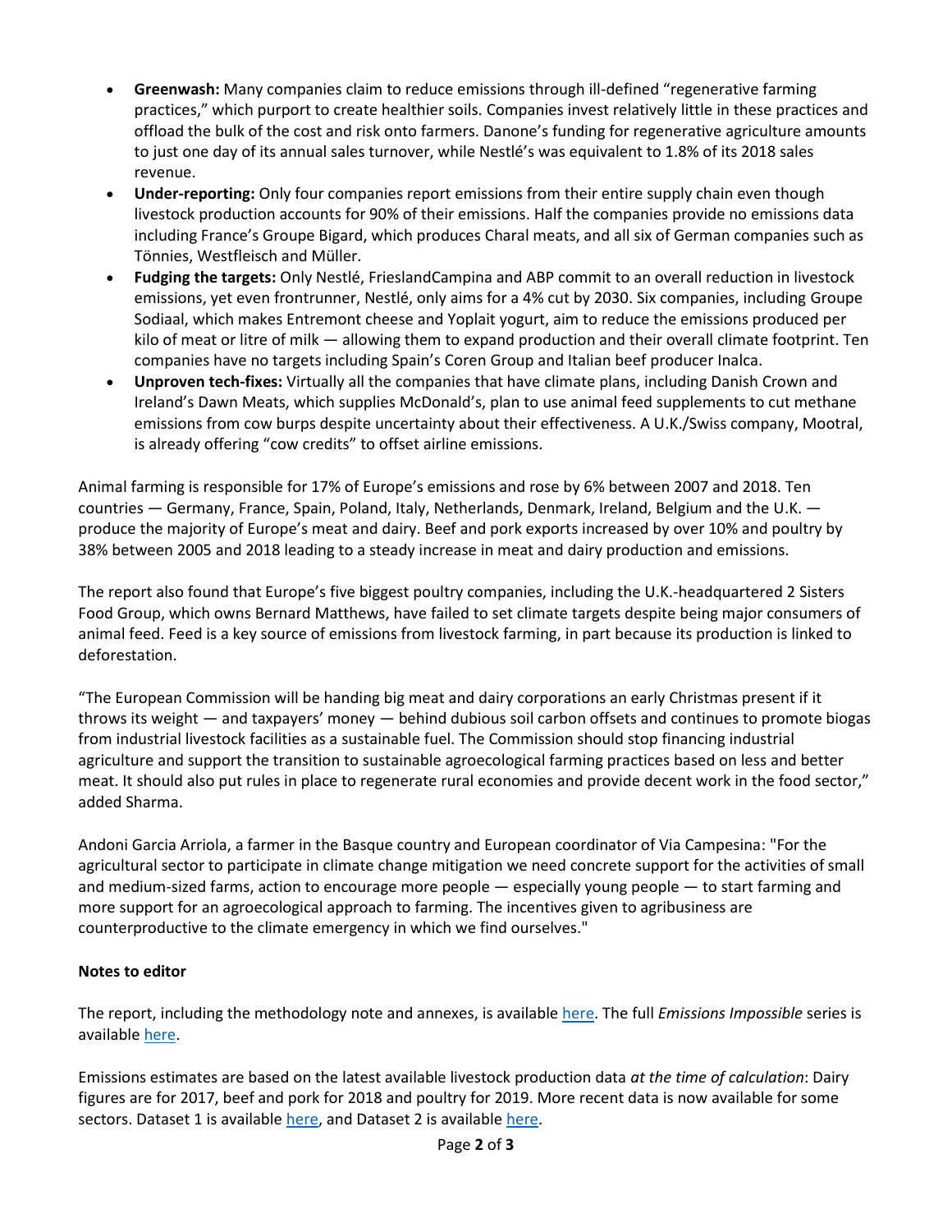- **Greenwash:** Many companies claim to reduce emissions through ill-defined "regenerative farming practices," which purport to create healthier soils. Companies invest relatively little in these practices and offload the bulk of the cost and risk onto farmers. Danone's funding for regenerative agriculture amounts to just one day of its annual sales turnover, while Nestlé's was equivalent to 1.8% of its 2018 sales revenue.
- **Under-reporting:** Only four companies report emissions from their entire supply chain even though livestock production accounts for 90% of their emissions. Half the companies provide no emissions data including France's Groupe Bigard, which produces Charal meats, and all six of German companies such as Tönnies, Westfleisch and Müller.
- **Fudging the targets:** Only Nestlé, FrieslandCampina and ABP commit to an overall reduction in livestock emissions, yet even frontrunner, Nestlé, only aims for a 4% cut by 2030. Six companies, including Groupe Sodiaal, which makes Entremont cheese and Yoplait yogurt, aim to reduce the emissions produced per kilo of meat or litre of milk — allowing them to expand production and their overall climate footprint. Ten companies have no targets including Spain's Coren Group and Italian beef producer Inalca.
- **Unproven tech-fixes:** Virtually all the companies that have climate plans, including Danish Crown and Ireland's Dawn Meats, which supplies McDonald's, plan to use animal feed supplements to cut methane emissions from cow burps despite uncertainty about their effectiveness. A U.K./Swiss company, Mootral, is already offering "cow credits" to offset airline emissions.

Animal farming is responsible for 17% of Europe's emissions and rose by 6% between 2007 and 2018. Ten countries — Germany, France, Spain, Poland, Italy, Netherlands, Denmark, Ireland, Belgium and the U.K. — produce the majority of Europe's meat and dairy. Beef and pork exports increased by over 10% and poultry by 38% between 2005 and 2018 leading to a steady increase in meat and dairy production and emissions.

The report also found that Europe's five biggest poultry companies, including the U.K.-headquartered 2 Sisters Food Group, which owns Bernard Matthews, have failed to set climate targets despite being major consumers of animal feed. Feed is a key source of emissions from livestock farming, in part because its production is linked to deforestation.

"The European Commission will be handing big meat and dairy corporations an early Christmas present if it throws its weight — and taxpayers' money — behind dubious soil carbon offsets and continues to promote biogas from industrial livestock facilities as a sustainable fuel. The Commission should stop financing industrial agriculture and support the transition to sustainable agroecological farming practices based on less and better meat. It should also put rules in place to regenerate rural economies and provide decent work in the food sector," added Sharma.

Andoni Garcia Arriola, a farmer in the Basque country and European coordinator of Via Campesina: "For the agricultural sector to participate in climate change mitigation we need concrete support for the activities of small and medium-sized farms, action to encourage more people — especially young people — to start farming and more support for an agroecological approach to farming. The incentives given to agribusiness are counterproductive to the climate emergency in which we find ourselves."

**Notes to editor**

The report, including the methodology note and annexes, is available here. The full *Emissions Impossible* series is available here.

Emissions estimates are based on the latest available livestock production data *at the time of calculation*: Dairy figures are for 2017, beef and pork for 2018 and poultry for 2019. More recent data is now available for some sectors. Dataset 1 is available here, and Dataset 2 is available here.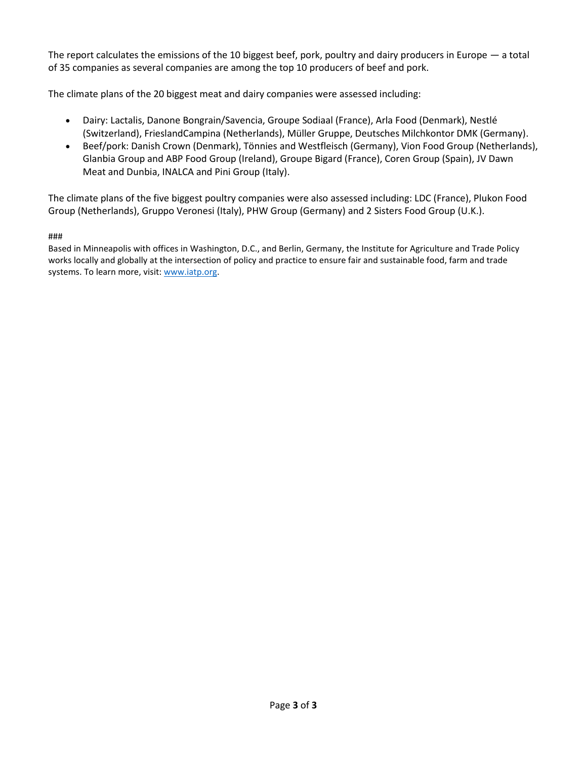The report calculates the emissions of the 10 biggest beef, pork, poultry and dairy producers in Europe — a total of 35 companies as several companies are among the top 10 producers of beef and pork.

The climate plans of the 20 biggest meat and dairy companies were assessed including:

- Dairy: Lactalis, Danone Bongrain/Savencia, Groupe Sodiaal (France), Arla Food (Denmark), Nestlé (Switzerland), FrieslandCampina (Netherlands), Müller Gruppe, Deutsches Milchkontor DMK (Germany).
- Beef/pork: Danish Crown (Denmark), Tönnies and Westfleisch (Germany), Vion Food Group (Netherlands), Glanbia Group and ABP Food Group (Ireland), Groupe Bigard (France), Coren Group (Spain), JV Dawn Meat and Dunbia, INALCA and Pini Group (Italy).

The climate plans of the five biggest poultry companies were also assessed including: LDC (France), Plukon Food Group (Netherlands), Gruppo Veronesi (Italy), PHW Group (Germany) and 2 Sisters Food Group (U.K.).

###

Based in Minneapolis with offices in Washington, D.C., and Berlin, Germany, the Institute for Agriculture and Trade Policy works locally and globally at the intersection of policy and practice to ensure fair and sustainable food, farm and trade systems. To learn more, visit: [www.iatp.org](http://www.iatp.org).